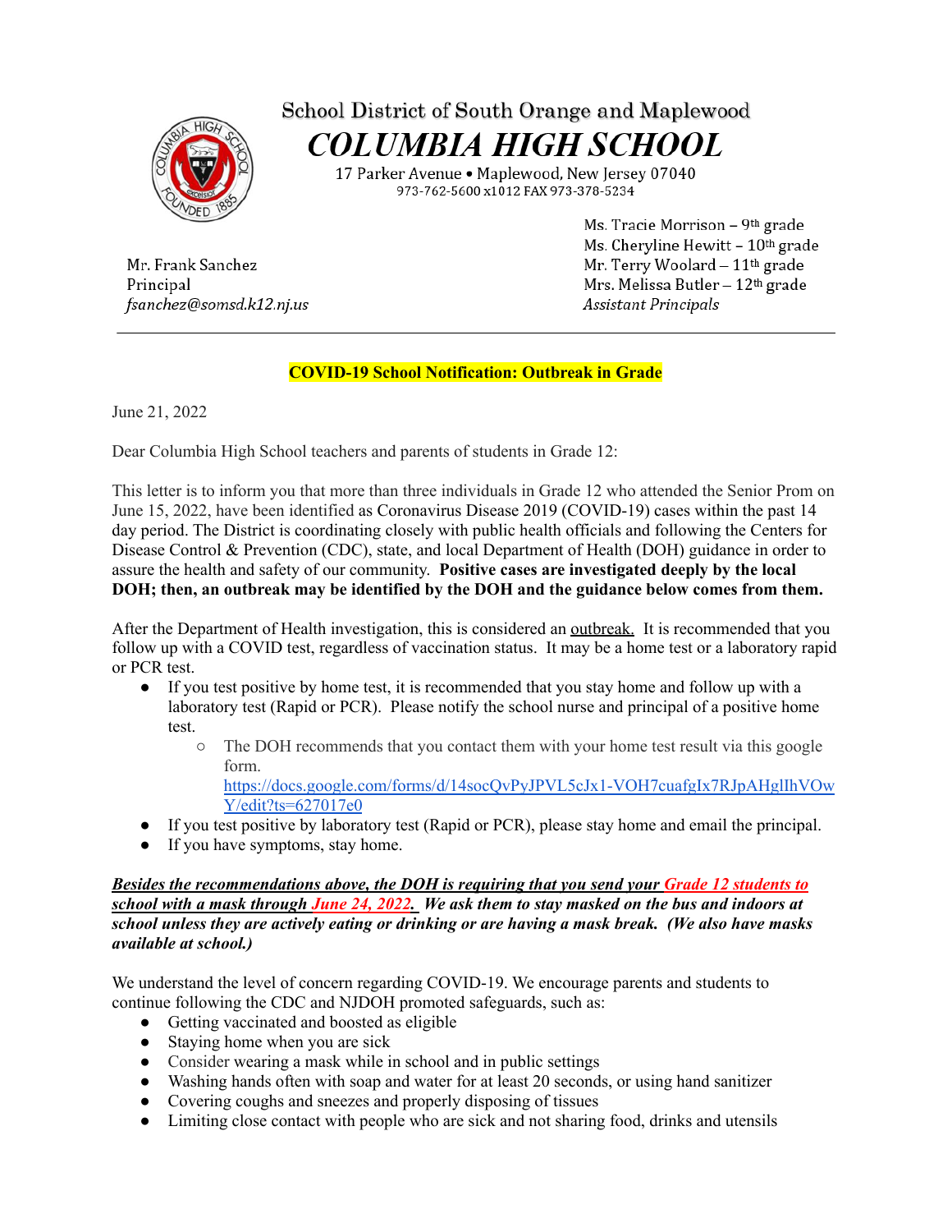School District of South Orange and Maplewood

# COLUMBIA HIGH SCHOOL

17 Parker Avenue • Maplewood, New Jersey 07040
973-762-5600 x1012 FAX 973-378-5234

Mr. Frank Sanchez
Principal
*fsanchez@somsd.k12.nj.us*

Ms. Tracie Morrison – 9th grade
Ms. Cheryline Hewitt – 10th grade
Mr. Terry Woolard – 11th grade
Mrs. Melissa Butler – 12th grade
*Assistant Principals*

---

**COVID-19 School Notification: Outbreak in Grade**

June 21, 2022

Dear Columbia High School teachers and parents of students in Grade 12:

This letter is to inform you that more than three individuals in Grade 12 who attended the Senior Prom on June 15, 2022, have been identified as Coronavirus Disease 2019 (COVID-19) cases within the past 14 day period. The District is coordinating closely with public health officials and following the Centers for Disease Control & Prevention (CDC), state, and local Department of Health (DOH) guidance in order to assure the health and safety of our community. **Positive cases are investigated deeply by the local DOH; then, an outbreak may be identified by the DOH and the guidance below comes from them.**

After the Department of Health investigation, this is considered an outbreak. It is recommended that you follow up with a COVID test, regardless of vaccination status. It may be a home test or a laboratory rapid or PCR test.

- If you test positive by home test, it is recommended that you stay home and follow up with a laboratory test (Rapid or PCR). Please notify the school nurse and principal of a positive home test.
  - The DOH recommends that you contact them with your home test result via this google form. https://docs.google.com/forms/d/14socQvPyJPVL5cJx1-VOH7cuafgIx7RJpAHglIhVOwY/edit?ts=627017e0
- If you test positive by laboratory test (Rapid or PCR), please stay home and email the principal.
- If you have symptoms, stay home.

***Besides the recommendations above, the DOH is requiring that you send your Grade 12 students to school with a mask through June 24, 2022. We ask them to stay masked on the bus and indoors at school unless they are actively eating or drinking or are having a mask break. (We also have masks available at school.)***

We understand the level of concern regarding COVID-19. We encourage parents and students to continue following the CDC and NJDOH promoted safeguards, such as:

- Getting vaccinated and boosted as eligible
- Staying home when you are sick
- Consider wearing a mask while in school and in public settings
- Washing hands often with soap and water for at least 20 seconds, or using hand sanitizer
- Covering coughs and sneezes and properly disposing of tissues
- Limiting close contact with people who are sick and not sharing food, drinks and utensils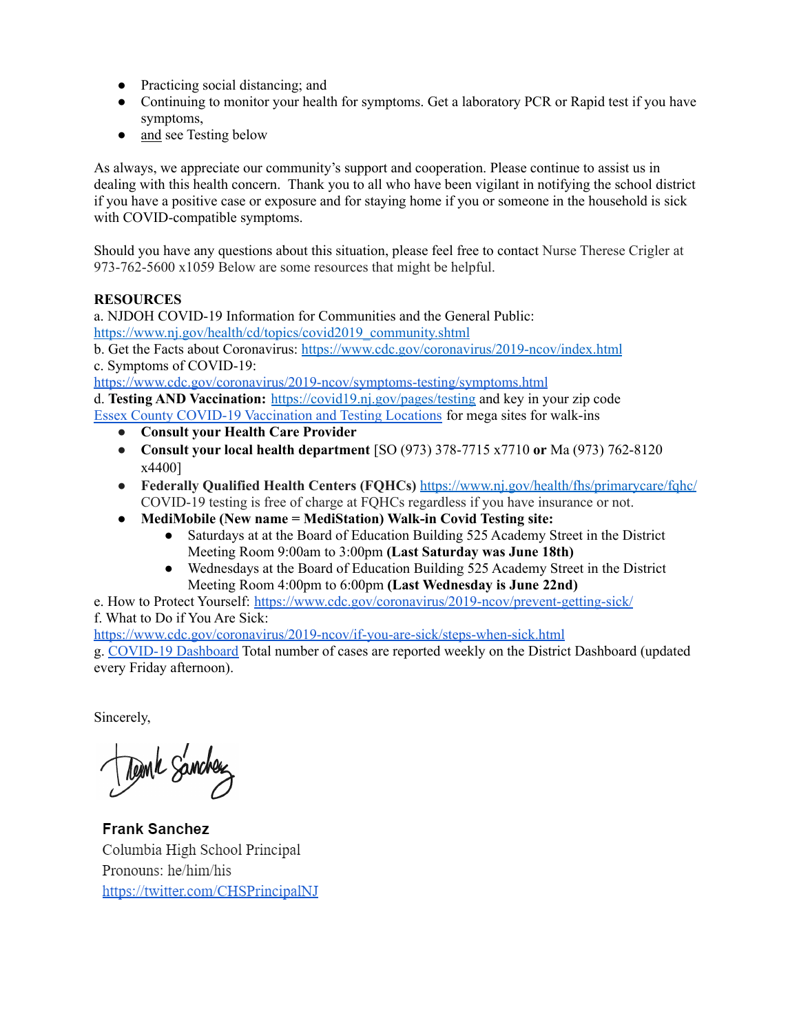- Practicing social distancing; and
- Continuing to monitor your health for symptoms. Get a laboratory PCR or Rapid test if you have symptoms,
- and see Testing below

As always, we appreciate our community's support and cooperation. Please continue to assist us in dealing with this health concern. Thank you to all who have been vigilant in notifying the school district if you have a positive case or exposure and for staying home if you or someone in the household is sick with COVID-compatible symptoms.

Should you have any questions about this situation, please feel free to contact Nurse Therese Crigler at 973-762-5600 x1059 Below are some resources that might be helpful.

**RESOURCES**

a. NJDOH COVID-19 Information for Communities and the General Public: https://www.nj.gov/health/cd/topics/covid2019_community.shtml

b. Get the Facts about Coronavirus: https://www.cdc.gov/coronavirus/2019-ncov/index.html

c. Symptoms of COVID-19: https://www.cdc.gov/coronavirus/2019-ncov/symptoms-testing/symptoms.html

d. **Testing AND Vaccination:** https://covid19.nj.gov/pages/testing and key in your zip code Essex County COVID-19 Vaccination and Testing Locations for mega sites for walk-ins

- **Consult your Health Care Provider**
- **Consult your local health department** [SO (973) 378-7715 x7710 **or** Ma (973) 762-8120 x4400]
- **Federally Qualified Health Centers (FQHCs)** https://www.nj.gov/health/fhs/primarycare/fqhc/ COVID-19 testing is free of charge at FQHCs regardless if you have insurance or not.
- **MediMobile (New name = MediStation) Walk-in Covid Testing site:**
  - Saturdays at at the Board of Education Building 525 Academy Street in the District Meeting Room 9:00am to 3:00pm **(Last Saturday was June 18th)**
  - Wednesdays at the Board of Education Building 525 Academy Street in the District Meeting Room 4:00pm to 6:00pm **(Last Wednesday is June 22nd)**

e. How to Protect Yourself: https://www.cdc.gov/coronavirus/2019-ncov/prevent-getting-sick/

f. What to Do if You Are Sick: https://www.cdc.gov/coronavirus/2019-ncov/if-you-are-sick/steps-when-sick.html

g. COVID-19 Dashboard Total number of cases are reported weekly on the District Dashboard (updated every Friday afternoon).

Sincerely,

**Frank Sanchez**
Columbia High School Principal
Pronouns: he/him/his
https://twitter.com/CHSPrincipalNJ